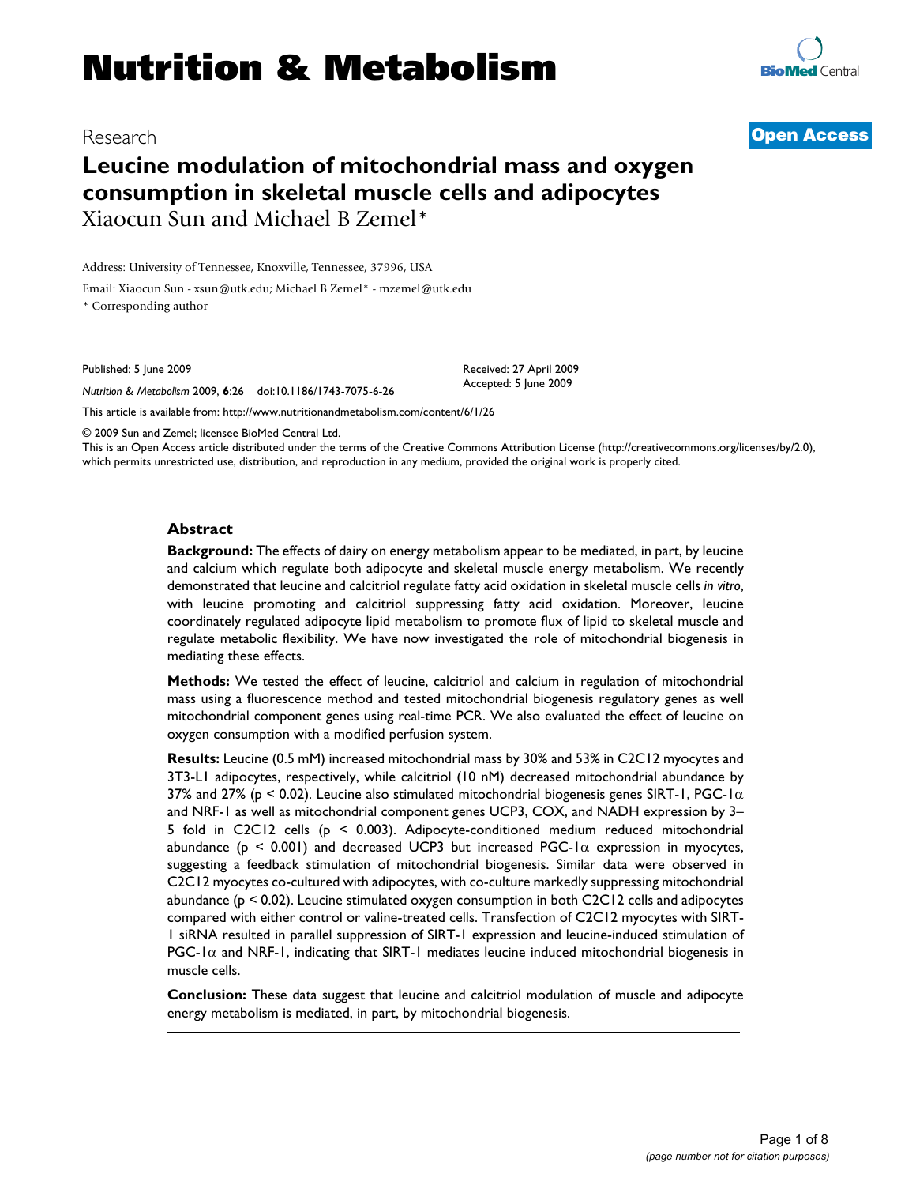# Nutrition & Metabolism

Research

**Open Access**

# Leucine modulation of mitochondrial mass and oxygen consumption in skeletal muscle cells and adipocytes

Xiaocun Sun and Michael B Zemel*

Address: University of Tennessee, Knoxville, Tennessee, 37996, USA

Email: Xiaocun Sun - xsun@utk.edu; Michael B Zemel* - mzemel@utk.edu

* Corresponding author

Published: 5 June 2009

*Nutrition & Metabolism* 2009, **6**:26 doi:10.1186/1743-7075-6-26

Received: 27 April 2009
Accepted: 5 June 2009

This article is available from: http://www.nutritionandmetabolism.com/content/6/1/26

© 2009 Sun and Zemel; licensee BioMed Central Ltd.

This is an Open Access article distributed under the terms of the Creative Commons Attribution License (http://creativecommons.org/licenses/by/2.0), which permits unrestricted use, distribution, and reproduction in any medium, provided the original work is properly cited.

## Abstract

**Background:** The effects of dairy on energy metabolism appear to be mediated, in part, by leucine and calcium which regulate both adipocyte and skeletal muscle energy metabolism. We recently demonstrated that leucine and calcitriol regulate fatty acid oxidation in skeletal muscle cells *in vitro*, with leucine promoting and calcitriol suppressing fatty acid oxidation. Moreover, leucine coordinately regulated adipocyte lipid metabolism to promote flux of lipid to skeletal muscle and regulate metabolic flexibility. We have now investigated the role of mitochondrial biogenesis in mediating these effects.

**Methods:** We tested the effect of leucine, calcitriol and calcium in regulation of mitochondrial mass using a fluorescence method and tested mitochondrial biogenesis regulatory genes as well mitochondrial component genes using real-time PCR. We also evaluated the effect of leucine on oxygen consumption with a modified perfusion system.

**Results:** Leucine (0.5 mM) increased mitochondrial mass by 30% and 53% in C2C12 myocytes and 3T3-L1 adipocytes, respectively, while calcitriol (10 nM) decreased mitochondrial abundance by 37% and 27% ($p < 0.02$). Leucine also stimulated mitochondrial biogenesis genes SIRT-1, PGC-1$\alpha$ and NRF-1 as well as mitochondrial component genes UCP3, COX, and NADH expression by 3–5 fold in C2C12 cells ($p < 0.003$). Adipocyte-conditioned medium reduced mitochondrial abundance ($p < 0.001$) and decreased UCP3 but increased PGC-1$\alpha$ expression in myocytes, suggesting a feedback stimulation of mitochondrial biogenesis. Similar data were observed in C2C12 myocytes co-cultured with adipocytes, with co-culture markedly suppressing mitochondrial abundance ($p < 0.02$). Leucine stimulated oxygen consumption in both C2C12 cells and adipocytes compared with either control or valine-treated cells. Transfection of C2C12 myocytes with SIRT-1 siRNA resulted in parallel suppression of SIRT-1 expression and leucine-induced stimulation of PGC-1$\alpha$ and NRF-1, indicating that SIRT-1 mediates leucine induced mitochondrial biogenesis in muscle cells.

**Conclusion:** These data suggest that leucine and calcitriol modulation of muscle and adipocyte energy metabolism is mediated, in part, by mitochondrial biogenesis.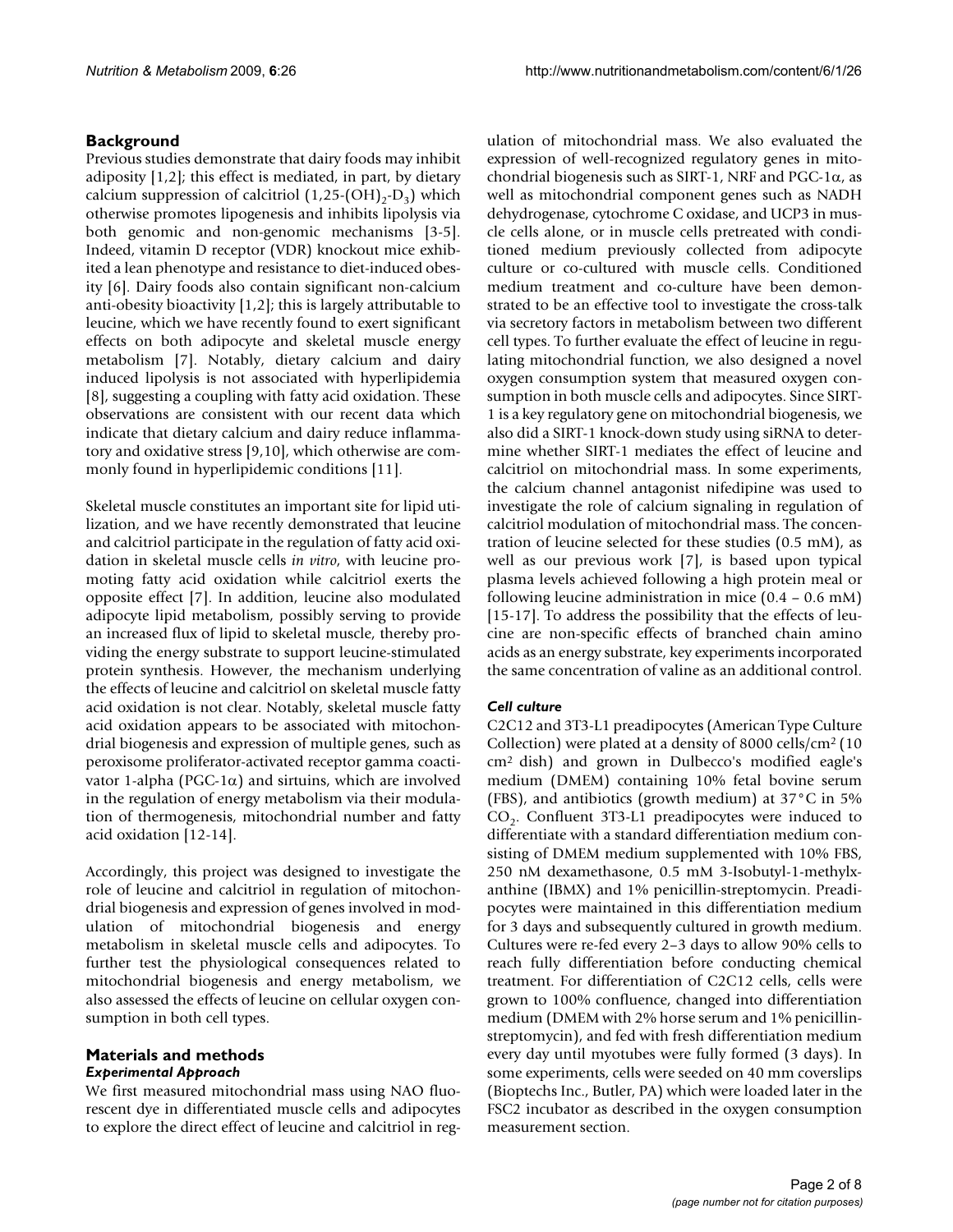## Background

Previous studies demonstrate that dairy foods may inhibit adiposity [1,2]; this effect is mediated, in part, by dietary calcium suppression of calcitriol (1,25-$(OH)_2$-$D_3$) which otherwise promotes lipogenesis and inhibits lipolysis via both genomic and non-genomic mechanisms [3-5]. Indeed, vitamin D receptor (VDR) knockout mice exhibited a lean phenotype and resistance to diet-induced obesity [6]. Dairy foods also contain significant non-calcium anti-obesity bioactivity [1,2]; this is largely attributable to leucine, which we have recently found to exert significant effects on both adipocyte and skeletal muscle energy metabolism [7]. Notably, dietary calcium and dairy induced lipolysis is not associated with hyperlipidemia [8], suggesting a coupling with fatty acid oxidation. These observations are consistent with our recent data which indicate that dietary calcium and dairy reduce inflammatory and oxidative stress [9,10], which otherwise are commonly found in hyperlipidemic conditions [11].

Skeletal muscle constitutes an important site for lipid utilization, and we have recently demonstrated that leucine and calcitriol participate in the regulation of fatty acid oxidation in skeletal muscle cells *in vitro*, with leucine promoting fatty acid oxidation while calcitriol exerts the opposite effect [7]. In addition, leucine also modulated adipocyte lipid metabolism, possibly serving to provide an increased flux of lipid to skeletal muscle, thereby providing the energy substrate to support leucine-stimulated protein synthesis. However, the mechanism underlying the effects of leucine and calcitriol on skeletal muscle fatty acid oxidation is not clear. Notably, skeletal muscle fatty acid oxidation appears to be associated with mitochondrial biogenesis and expression of multiple genes, such as peroxisome proliferator-activated receptor gamma coactivator 1-alpha (PGC-1α) and sirtuins, which are involved in the regulation of energy metabolism via their modulation of thermogenesis, mitochondrial number and fatty acid oxidation [12-14].

Accordingly, this project was designed to investigate the role of leucine and calcitriol in regulation of mitochondrial biogenesis and expression of genes involved in modulation of mitochondrial biogenesis and energy metabolism in skeletal muscle cells and adipocytes. To further test the physiological consequences related to mitochondrial biogenesis and energy metabolism, we also assessed the effects of leucine on cellular oxygen consumption in both cell types.

## Materials and methods

### *Experimental Approach*

We first measured mitochondrial mass using NAO fluorescent dye in differentiated muscle cells and adipocytes to explore the direct effect of leucine and calcitriol in regulation of mitochondrial mass. We also evaluated the expression of well-recognized regulatory genes in mitochondrial biogenesis such as SIRT-1, NRF and PGC-1α, as well as mitochondrial component genes such as NADH dehydrogenase, cytochrome C oxidase, and UCP3 in muscle cells alone, or in muscle cells pretreated with conditioned medium previously collected from adipocyte culture or co-cultured with muscle cells. Conditioned medium treatment and co-culture have been demonstrated to be an effective tool to investigate the cross-talk via secretory factors in metabolism between two different cell types. To further evaluate the effect of leucine in regulating mitochondrial function, we also designed a novel oxygen consumption system that measured oxygen consumption in both muscle cells and adipocytes. Since SIRT-1 is a key regulatory gene on mitochondrial biogenesis, we also did a SIRT-1 knock-down study using siRNA to determine whether SIRT-1 mediates the effect of leucine and calcitriol on mitochondrial mass. In some experiments, the calcium channel antagonist nifedipine was used to investigate the role of calcium signaling in regulation of calcitriol modulation of mitochondrial mass. The concentration of leucine selected for these studies (0.5 mM), as well as our previous work [7], is based upon typical plasma levels achieved following a high protein meal or following leucine administration in mice (0.4 – 0.6 mM) [15-17]. To address the possibility that the effects of leucine are non-specific effects of branched chain amino acids as an energy substrate, key experiments incorporated the same concentration of valine as an additional control.

### *Cell culture*

C2C12 and 3T3-L1 preadipocytes (American Type Culture Collection) were plated at a density of 8000 cells/cm² (10 cm² dish) and grown in Dulbecco's modified eagle's medium (DMEM) containing 10% fetal bovine serum (FBS), and antibiotics (growth medium) at 37°C in 5% $CO_2$. Confluent 3T3-L1 preadipocytes were induced to differentiate with a standard differentiation medium consisting of DMEM medium supplemented with 10% FBS, 250 nM dexamethasone, 0.5 mM 3-Isobutyl-1-methylxanthine (IBMX) and 1% penicillin-streptomycin. Preadipocytes were maintained in this differentiation medium for 3 days and subsequently cultured in growth medium. Cultures were re-fed every 2–3 days to allow 90% cells to reach fully differentiation before conducting chemical treatment. For differentiation of C2C12 cells, cells were grown to 100% confluence, changed into differentiation medium (DMEM with 2% horse serum and 1% penicillin-streptomycin), and fed with fresh differentiation medium every day until myotubes were fully formed (3 days). In some experiments, cells were seeded on 40 mm coverslips (Bioptechs Inc., Butler, PA) which were loaded later in the FSC2 incubator as described in the oxygen consumption measurement section.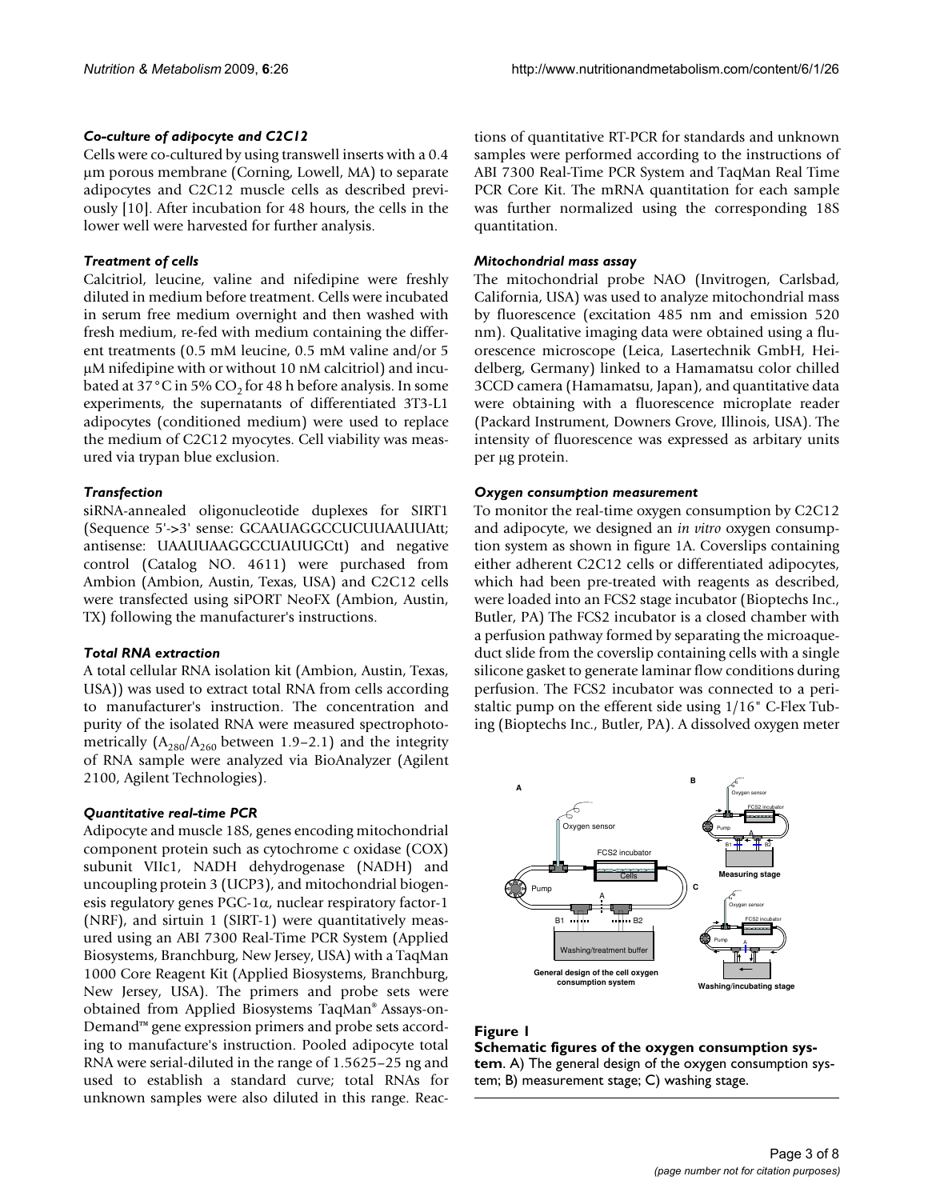### Co-culture of adipocyte and C2C12

Cells were co-cultured by using transwell inserts with a 0.4 μm porous membrane (Corning, Lowell, MA) to separate adipocytes and C2C12 muscle cells as described previously [10]. After incubation for 48 hours, the cells in the lower well were harvested for further analysis.

### Treatment of cells

Calcitriol, leucine, valine and nifedipine were freshly diluted in medium before treatment. Cells were incubated in serum free medium overnight and then washed with fresh medium, re-fed with medium containing the different treatments (0.5 mM leucine, 0.5 mM valine and/or 5 μM nifedipine with or without 10 nM calcitriol) and incubated at 37°C in 5% $CO_2$ for 48 h before analysis. In some experiments, the supernatants of differentiated 3T3-L1 adipocytes (conditioned medium) were used to replace the medium of C2C12 myocytes. Cell viability was measured via trypan blue exclusion.

### Transfection

siRNA-annealed oligonucleotide duplexes for SIRT1 (Sequence 5'->3' sense: GCAAUAGGCCUCUUAAUUAtt; antisense: UAAUUAAGGCCUAUUGCtt) and negative control (Catalog NO. 4611) were purchased from Ambion (Ambion, Austin, Texas, USA) and C2C12 cells were transfected using siPORT NeoFX (Ambion, Austin, TX) following the manufacturer's instructions.

### Total RNA extraction

A total cellular RNA isolation kit (Ambion, Austin, Texas, USA)) was used to extract total RNA from cells according to manufacturer's instruction. The concentration and purity of the isolated RNA were measured spectrophotometrically ($A_{280}/A_{260}$ between 1.9–2.1) and the integrity of RNA sample were analyzed via BioAnalyzer (Agilent 2100, Agilent Technologies).

### Quantitative real-time PCR

Adipocyte and muscle 18S, genes encoding mitochondrial component protein such as cytochrome c oxidase (COX) subunit VIIc1, NADH dehydrogenase (NADH) and uncoupling protein 3 (UCP3), and mitochondrial biogenesis regulatory genes PGC-1α, nuclear respiratory factor-1 (NRF), and sirtuin 1 (SIRT-1) were quantitatively measured using an ABI 7300 Real-Time PCR System (Applied Biosystems, Branchburg, New Jersey, USA) with a TaqMan 1000 Core Reagent Kit (Applied Biosystems, Branchburg, New Jersey, USA). The primers and probe sets were obtained from Applied Biosystems TaqMan® Assays-on-Demand™ gene expression primers and probe sets according to manufacture's instruction. Pooled adipocyte total RNA were serial-diluted in the range of 1.5625–25 ng and used to establish a standard curve; total RNAs for unknown samples were also diluted in this range. Reactions of quantitative RT-PCR for standards and unknown samples were performed according to the instructions of ABI 7300 Real-Time PCR System and TaqMan Real Time PCR Core Kit. The mRNA quantitation for each sample was further normalized using the corresponding 18S quantitation.

### Mitochondrial mass assay

The mitochondrial probe NAO (Invitrogen, Carlsbad, California, USA) was used to analyze mitochondrial mass by fluorescence (excitation 485 nm and emission 520 nm). Qualitative imaging data were obtained using a fluorescence microscope (Leica, Lasertechnik GmbH, Heidelberg, Germany) linked to a Hamamatsu color chilled 3CCD camera (Hamamatsu, Japan), and quantitative data were obtaining with a fluorescence microplate reader (Packard Instrument, Downers Grove, Illinois, USA). The intensity of fluorescence was expressed as arbitary units per μg protein.

### Oxygen consumption measurement

To monitor the real-time oxygen consumption by C2C12 and adipocyte, we designed an *in vitro* oxygen consumption system as shown in figure 1A. Coverslips containing either adherent C2C12 cells or differentiated adipocytes, which had been pre-treated with reagents as described, were loaded into an FCS2 stage incubator (Bioptechs Inc., Butler, PA) The FCS2 incubator is a closed chamber with a perfusion pathway formed by separating the microaqueduct slide from the coverslip containing cells with a single silicone gasket to generate laminar flow conditions during perfusion. The FCS2 incubator was connected to a peristaltic pump on the efferent side using 1/16" C-Flex Tubing (Bioptechs Inc., Butler, PA). A dissolved oxygen meter

**Figure 1**

**Schematic figures of the oxygen consumption system**. A) The general design of the oxygen consumption system; B) measurement stage; C) washing stage.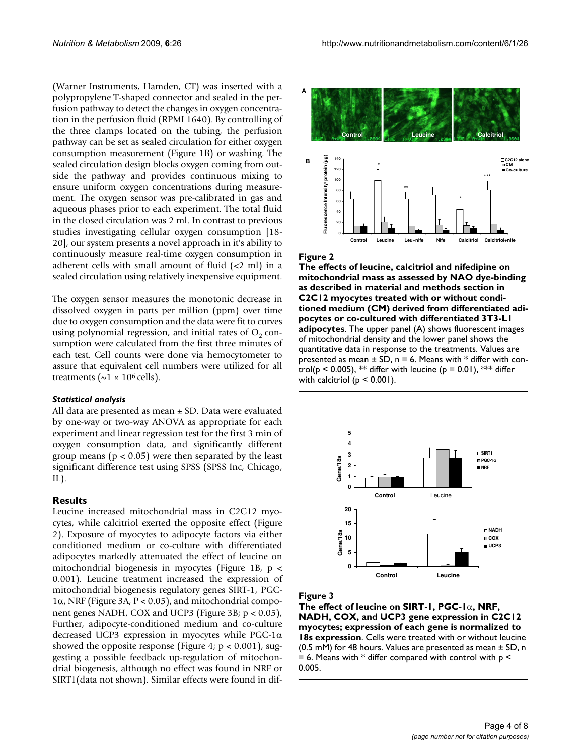(Warner Instruments, Hamden, CT) was inserted with a polypropylene T-shaped connector and sealed in the perfusion pathway to detect the changes in oxygen concentration in the perfusion fluid (RPMI 1640). By controlling of the three clamps located on the tubing, the perfusion pathway can be set as sealed circulation for either oxygen consumption measurement (Figure 1B) or washing. The sealed circulation design blocks oxygen coming from outside the pathway and provides continuous mixing to ensure uniform oxygen concentrations during measurement. The oxygen sensor was pre-calibrated in gas and aqueous phases prior to each experiment. The total fluid in the closed circulation was 2 ml. In contrast to previous studies investigating cellular oxygen consumption [18-20], our system presents a novel approach in it's ability to continuously measure real-time oxygen consumption in adherent cells with small amount of fluid (<2 ml) in a sealed circulation using relatively inexpensive equipment.

The oxygen sensor measures the monotonic decrease in dissolved oxygen in parts per million (ppm) over time due to oxygen consumption and the data were fit to curves using polynomial regression, and initial rates of $O_2$ consumption were calculated from the first three minutes of each test. Cell counts were done via hemocytometer to assure that equivalent cell numbers were utilized for all treatments (~$1 \times 10^6$ cells).

### *Statistical analysis*

All data are presented as mean ± SD. Data were evaluated by one-way or two-way ANOVA as appropriate for each experiment and linear regression test for the first 3 min of oxygen consumption data, and significantly different group means ($p < 0.05$) were then separated by the least significant difference test using SPSS (SPSS Inc, Chicago, IL).

## Results

Leucine increased mitochondrial mass in C2C12 myocytes, while calcitriol exerted the opposite effect (Figure 2). Exposure of myocytes to adipocyte factors via either conditioned medium or co-culture with differentiated adipocytes markedly attenuated the effect of leucine on mitochondrial biogenesis in myocytes (Figure 1B, $p < 0.001$). Leucine treatment increased the expression of mitochondrial biogenesis regulatory genes SIRT-1, PGC-1α, NRF (Figure 3A, $P < 0.05$), and mitochondrial component genes NADH, COX and UCP3 (Figure 3B; $p < 0.05$). Further, adipocyte-conditioned medium and co-culture decreased UCP3 expression in myocytes while PGC-1α showed the opposite response (Figure 4; $p < 0.001$), suggesting a possible feedback up-regulation of mitochondrial biogenesis, although no effect was found in NRF or SIRT1(data not shown). Similar effects were found in dif-

**Figure 2**

**The effects of leucine, calcitriol and nifedipine on mitochondrial mass as assessed by NAO dye-binding as described in material and methods section in C2C12 myocytes treated with or without conditioned medium (CM) derived from differentiated adipocytes or co-cultured with differentiated 3T3-L1 adipocytes**. The upper panel (A) shows fluorescent images of mitochondrial density and the lower panel shows the quantitative data in response to the treatments. Values are presented as mean ± SD, n = 6. Means with * differ with control($p < 0.005$), ** differ with leucine ($p = 0.01$), *** differ with calcitriol ($p < 0.001$).

**Figure 3**

**The effect of leucine on SIRT-1, PGC-1α, NRF, NADH, COX, and UCP3 gene expression in C2C12 myocytes; expression of each gene is normalized to 18s expression**. Cells were treated with or without leucine (0.5 mM) for 48 hours. Values are presented as mean ± SD, n = 6. Means with * differ compared with control with $p < 0.005$.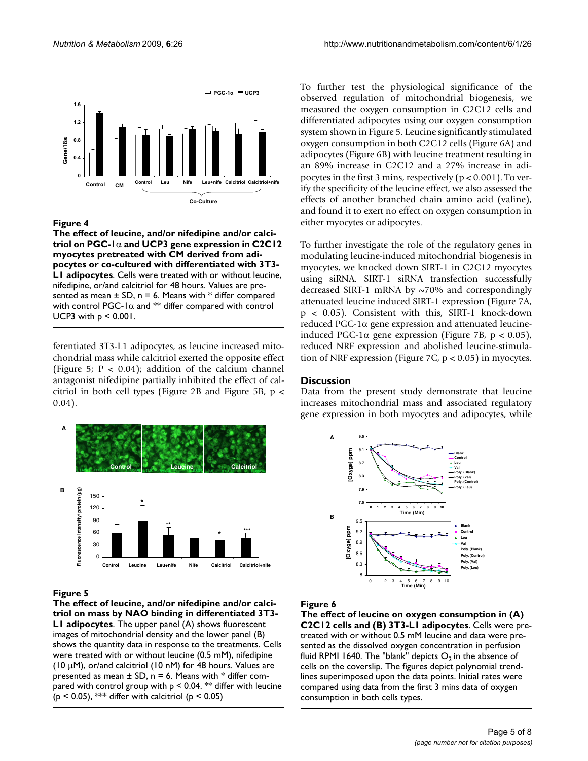**Figure 4**

**The effect of leucine, and/or nifedipine and/or calcitriol on PGC-1α and UCP3 gene expression in C2C12 myocytes pretreated with CM derived from adipocytes or co-cultured with differentiated with 3T3-L1 adipocytes**. Cells were treated with or without leucine, nifedipine, or/and calcitriol for 48 hours. Values are presented as mean ± SD, n = 6. Means with * differ compared with control PGC-1α and ** differ compared with control UCP3 with $p < 0.001$.

ferentiated 3T3-L1 adipocytes, as leucine increased mitochondrial mass while calcitriol exerted the opposite effect (Figure 5; $P < 0.04$); addition of the calcium channel antagonist nifedipine partially inhibited the effect of calcitriol in both cell types (Figure 2B and Figure 5B, $p < 0.04$).

**Figure 5**

**The effect of leucine, and/or nifedipine and/or calcitriol on mass by NAO binding in differentiated 3T3-L1 adipocytes**. The upper panel (A) shows fluorescent images of mitochondrial density and the lower panel (B) shows the quantity data in response to the treatments. Cells were treated with or without leucine (0.5 mM), nifedipine (10 μM), or/and calcitriol (10 nM) for 48 hours. Values are presented as mean ± SD, n = 6. Means with * differ compared with control group with $p < 0.04$. ** differ with leucine ($p < 0.05$), *** differ with calcitriol ($p < 0.05$)

To further test the physiological significance of the observed regulation of mitochondrial biogenesis, we measured the oxygen consumption in C2C12 cells and differentiated adipocytes using our oxygen consumption system shown in Figure 5. Leucine significantly stimulated oxygen consumption in both C2C12 cells (Figure 6A) and adipocytes (Figure 6B) with leucine treatment resulting in an 89% increase in C2C12 and a 27% increase in adipocytes in the first 3 mins, respectively ($p < 0.001$). To verify the specificity of the leucine effect, we also assessed the effects of another branched chain amino acid (valine), and found it to exert no effect on oxygen consumption in either myocytes or adipocytes.

To further investigate the role of the regulatory genes in modulating leucine-induced mitochondrial biogenesis in myocytes, we knocked down SIRT-1 in C2C12 myocytes using siRNA. SIRT-1 siRNA transfection successfully decreased SIRT-1 mRNA by ~70% and correspondingly attenuated leucine induced SIRT-1 expression (Figure 7A, $p < 0.05$). Consistent with this, SIRT-1 knock-down reduced PGC-1α gene expression and attenuated leucine-induced PGC-1α gene expression (Figure 7B, $p < 0.05$), reduced NRF expression and abolished leucine-stimulation of NRF expression (Figure 7C, $p < 0.05$) in myocytes.

## Discussion

Data from the present study demonstrate that leucine increases mitochondrial mass and associated regulatory gene expression in both myocytes and adipocytes, while

**Figure 6**

**The effect of leucine on oxygen consumption in (A) C2C12 cells and (B) 3T3-L1 adipocytes**. Cells were pretreated with or without 0.5 mM leucine and data were presented as the dissolved oxygen concentration in perfusion fluid RPMI 1640. The "blank" depicts $O_2$ in the absence of cells on the coverslip. The figures depict polynomial trendlines superimposed upon the data points. Initial rates were compared using data from the first 3 mins data of oxygen consumption in both cells types.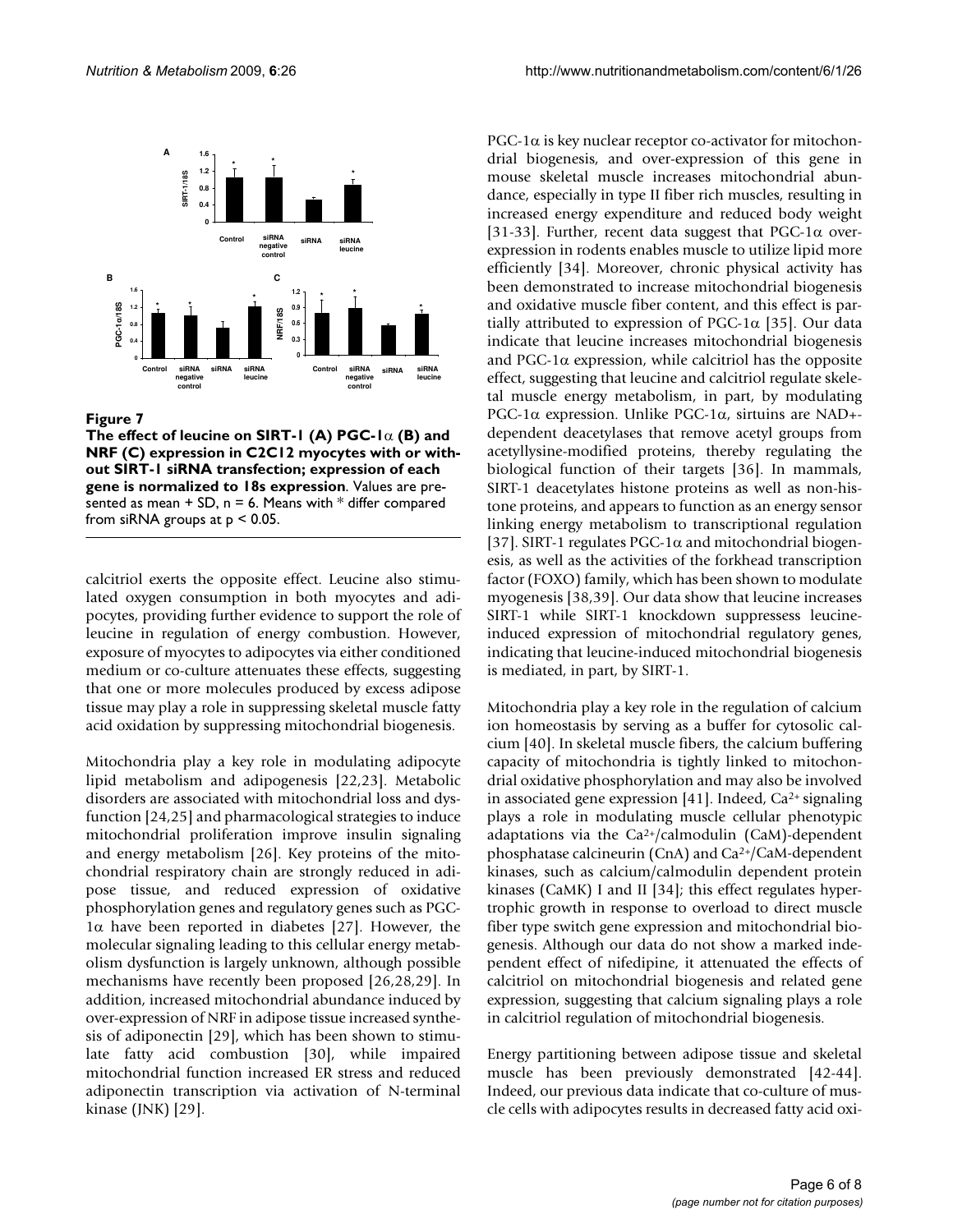**Figure 7**

**The effect of leucine on SIRT-1 (A) PGC-1α (B) and NRF (C) expression in C2C12 myocytes with or without SIRT-1 siRNA transfection; expression of each gene is normalized to 18s expression**. Values are presented as mean + SD, n = 6. Means with * differ compared from siRNA groups at $p < 0.05$.

calcitriol exerts the opposite effect. Leucine also stimulated oxygen consumption in both myocytes and adipocytes, providing further evidence to support the role of leucine in regulation of energy combustion. However, exposure of myocytes to adipocytes via either conditioned medium or co-culture attenuates these effects, suggesting that one or more molecules produced by excess adipose tissue may play a role in suppressing skeletal muscle fatty acid oxidation by suppressing mitochondrial biogenesis.

Mitochondria play a key role in modulating adipocyte lipid metabolism and adipogenesis [22,23]. Metabolic disorders are associated with mitochondrial loss and dysfunction [24,25] and pharmacological strategies to induce mitochondrial proliferation improve insulin signaling and energy metabolism [26]. Key proteins of the mitochondrial respiratory chain are strongly reduced in adipose tissue, and reduced expression of oxidative phosphorylation genes and regulatory genes such as PGC-1α have been reported in diabetes [27]. However, the molecular signaling leading to this cellular energy metabolism dysfunction is largely unknown, although possible mechanisms have recently been proposed [26,28,29]. In addition, increased mitochondrial abundance induced by over-expression of NRF in adipose tissue increased synthesis of adiponectin [29], which has been shown to stimulate fatty acid combustion [30], while impaired mitochondrial function increased ER stress and reduced adiponectin transcription via activation of N-terminal kinase (JNK) [29].

PGC-1α is key nuclear receptor co-activator for mitochondrial biogenesis, and over-expression of this gene in mouse skeletal muscle increases mitochondrial abundance, especially in type II fiber rich muscles, resulting in increased energy expenditure and reduced body weight [31-33]. Further, recent data suggest that PGC-1α over-expression in rodents enables muscle to utilize lipid more efficiently [34]. Moreover, chronic physical activity has been demonstrated to increase mitochondrial biogenesis and oxidative muscle fiber content, and this effect is partially attributed to expression of PGC-1α [35]. Our data indicate that leucine increases mitochondrial biogenesis and PGC-1α expression, while calcitriol has the opposite effect, suggesting that leucine and calcitriol regulate skeletal muscle energy metabolism, in part, by modulating PGC-1α expression. Unlike PGC-1α, sirtuins are NAD+-dependent deacetylases that remove acetyl groups from acetyllysine-modified proteins, thereby regulating the biological function of their targets [36]. In mammals, SIRT-1 deacetylates histone proteins as well as non-histone proteins, and appears to function as an energy sensor linking energy metabolism to transcriptional regulation [37]. SIRT-1 regulates PGC-1α and mitochondrial biogenesis, as well as the activities of the forkhead transcription factor (FOXO) family, which has been shown to modulate myogenesis [38,39]. Our data show that leucine increases SIRT-1 while SIRT-1 knockdown suppressess leucine-induced expression of mitochondrial regulatory genes, indicating that leucine-induced mitochondrial biogenesis is mediated, in part, by SIRT-1.

Mitochondria play a key role in the regulation of calcium ion homeostasis by serving as a buffer for cytosolic calcium [40]. In skeletal muscle fibers, the calcium buffering capacity of mitochondria is tightly linked to mitochondrial oxidative phosphorylation and may also be involved in associated gene expression [41]. Indeed, $Ca^{2+}$ signaling plays a role in modulating muscle cellular phenotypic adaptations via the $Ca^{2+}$/calmodulin (CaM)-dependent phosphatase calcineurin (CnA) and $Ca^{2+}$/CaM-dependent kinases, such as calcium/calmodulin dependent protein kinases (CaMK) I and II [34]; this effect regulates hypertrophic growth in response to overload to direct muscle fiber type switch gene expression and mitochondrial biogenesis. Although our data do not show a marked independent effect of nifedipine, it attenuated the effects of calcitriol on mitochondrial biogenesis and related gene expression, suggesting that calcium signaling plays a role in calcitriol regulation of mitochondrial biogenesis.

Energy partitioning between adipose tissue and skeletal muscle has been previously demonstrated [42-44]. Indeed, our previous data indicate that co-culture of muscle cells with adipocytes results in decreased fatty acid oxi-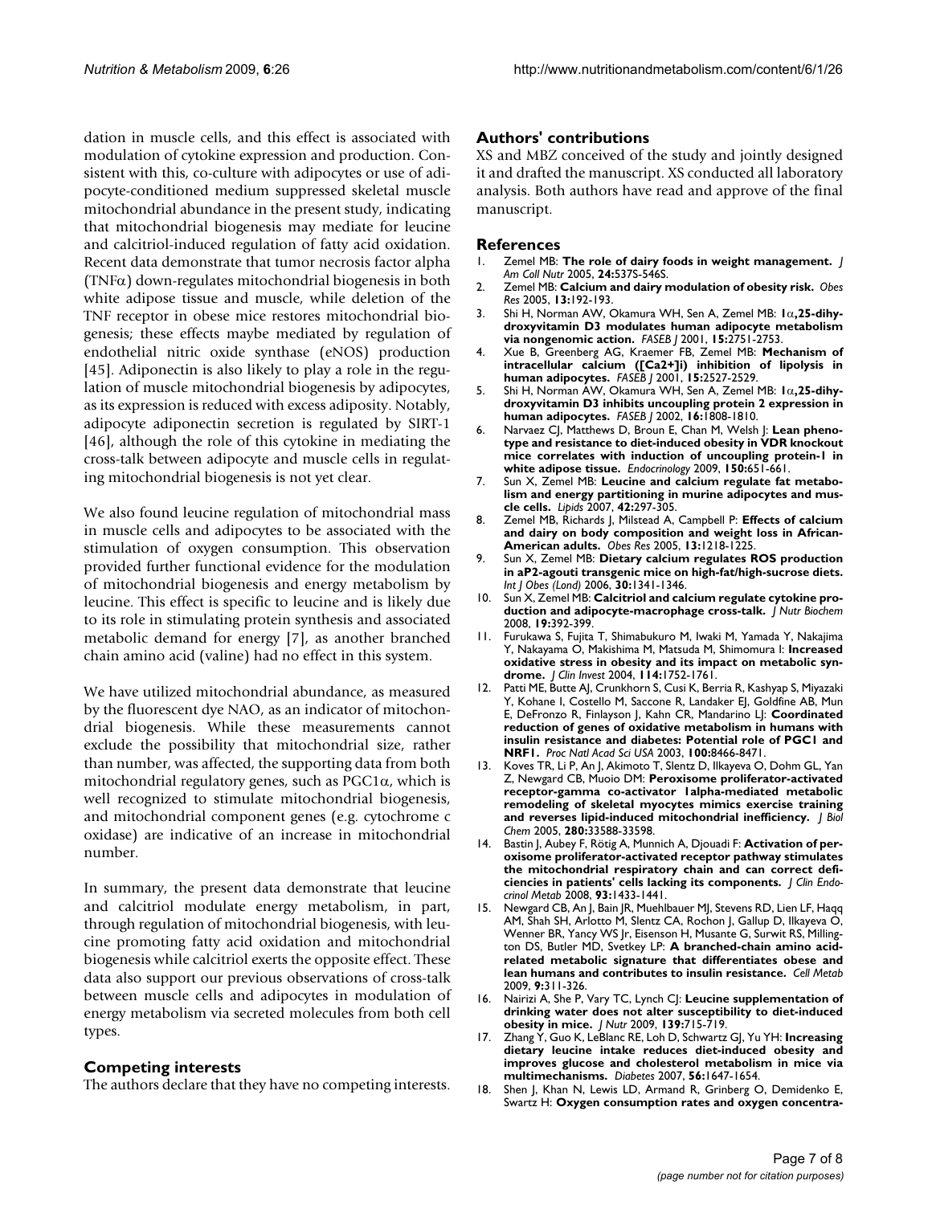dation in muscle cells, and this effect is associated with modulation of cytokine expression and production. Consistent with this, co-culture with adipocytes or use of adipocyte-conditioned medium suppressed skeletal muscle mitochondrial abundance in the present study, indicating that mitochondrial biogenesis may mediate for leucine and calcitriol-induced regulation of fatty acid oxidation. Recent data demonstrate that tumor necrosis factor alpha (TNFα) down-regulates mitochondrial biogenesis in both white adipose tissue and muscle, while deletion of the TNF receptor in obese mice restores mitochondrial biogenesis; these effects maybe mediated by regulation of endothelial nitric oxide synthase (eNOS) production [45]. Adiponectin is also likely to play a role in the regulation of muscle mitochondrial biogenesis by adipocytes, as its expression is reduced with excess adiposity. Notably, adipocyte adiponectin secretion is regulated by SIRT-1 [46], although the role of this cytokine in mediating the cross-talk between adipocyte and muscle cells in regulating mitochondrial biogenesis is not yet clear.

We also found leucine regulation of mitochondrial mass in muscle cells and adipocytes to be associated with the stimulation of oxygen consumption. This observation provided further functional evidence for the modulation of mitochondrial biogenesis and energy metabolism by leucine. This effect is specific to leucine and is likely due to its role in stimulating protein synthesis and associated metabolic demand for energy [7], as another branched chain amino acid (valine) had no effect in this system.

We have utilized mitochondrial abundance, as measured by the fluorescent dye NAO, as an indicator of mitochondrial biogenesis. While these measurements cannot exclude the possibility that mitochondrial size, rather than number, was affected, the supporting data from both mitochondrial regulatory genes, such as PGC1α, which is well recognized to stimulate mitochondrial biogenesis, and mitochondrial component genes (e.g. cytochrome c oxidase) are indicative of an increase in mitochondrial number.

In summary, the present data demonstrate that leucine and calcitriol modulate energy metabolism, in part, through regulation of mitochondrial biogenesis, with leucine promoting fatty acid oxidation and mitochondrial biogenesis while calcitriol exerts the opposite effect. These data also support our previous observations of cross-talk between muscle cells and adipocytes in modulation of energy metabolism via secreted molecules from both cell types.

## Competing interests

The authors declare that they have no competing interests.

## Authors' contributions

XS and MBZ conceived of the study and jointly designed it and drafted the manuscript. XS conducted all laboratory analysis. Both authors have read and approve of the final manuscript.

## References

1. Zemel MB: **The role of dairy foods in weight management.** *J Am Coll Nutr* 2005, **24:**537S-546S.
2. Zemel MB: **Calcium and dairy modulation of obesity risk.** *Obes Res* 2005, **13:**192-193.
3. Shi H, Norman AW, Okamura WH, Sen A, Zemel MB: **1α,25-dihydroxyvitamin D3 modulates human adipocyte metabolism via nongenomic action.** *FASEB J* 2001, **15:**2751-2753.
4. Xue B, Greenberg AG, Kraemer FB, Zemel MB: **Mechanism of intracellular calcium ([Ca2+]i) inhibition of lipolysis in human adipocytes.** *FASEB J* 2001, **15:**2527-2529.
5. Shi H, Norman AW, Okamura WH, Sen A, Zemel MB: **1α,25-dihydroxyvitamin D3 inhibits uncoupling protein 2 expression in human adipocytes.** *FASEB J* 2002, **16:**1808-1810.
6. Narvaez CJ, Matthews D, Broun E, Chan M, Welsh J: **Lean phenotype and resistance to diet-induced obesity in VDR knockout mice correlates with induction of uncoupling protein-1 in white adipose tissue.** *Endocrinology* 2009, **150:**651-661.
7. Sun X, Zemel MB: **Leucine and calcium regulate fat metabolism and energy partitioning in murine adipocytes and muscle cells.** *Lipids* 2007, **42:**297-305.
8. Zemel MB, Richards J, Milstead A, Campbell P: **Effects of calcium and dairy on body composition and weight loss in African-American adults.** *Obes Res* 2005, **13:**1218-1225.
9. Sun X, Zemel MB: **Dietary calcium regulates ROS production in aP2-agouti transgenic mice on high-fat/high-sucrose diets.** *Int J Obes (Lond)* 2006, **30:**1341-1346.
10. Sun X, Zemel MB: **Calcitriol and calcium regulate cytokine production and adipocyte-macrophage cross-talk.** *J Nutr Biochem* 2008, **19:**392-399.
11. Furukawa S, Fujita T, Shimabukuro M, Iwaki M, Yamada Y, Nakajima Y, Nakayama O, Makishima M, Matsuda M, Shimomura I: **Increased oxidative stress in obesity and its impact on metabolic syndrome.** *J Clin Invest* 2004, **114:**1752-1761.
12. Patti ME, Butte AJ, Crunkhorn S, Cusi K, Berria R, Kashyap S, Miyazaki Y, Kohane I, Costello M, Saccone R, Landaker EJ, Goldfine AB, Mun E, DeFronzo R, Finlayson J, Kahn CR, Mandarino LJ: **Coordinated reduction of genes of oxidative metabolism in humans with insulin resistance and diabetes: Potential role of PGC1 and NRF1.** *Proc Natl Acad Sci USA* 2003, **100:**8466-8471.
13. Koves TR, Li P, An J, Akimoto T, Slentz D, Ilkayeva O, Dohm GL, Yan Z, Newgard CB, Muoio DM: **Peroxisome proliferator-activated receptor-gamma co-activator 1alpha-mediated metabolic remodeling of skeletal myocytes mimics exercise training and reverses lipid-induced mitochondrial inefficiency.** *J Biol Chem* 2005, **280:**33588-33598.
14. Bastin J, Aubey F, Rötig A, Munnich A, Djouadi F: **Activation of peroxisome proliferator-activated receptor pathway stimulates the mitochondrial respiratory chain and can correct deficiencies in patients' cells lacking its components.** *J Clin Endocrinol Metab* 2008, **93:**1433-1441.
15. Newgard CB, An J, Bain JR, Muehlbauer MJ, Stevens RD, Lien LF, Haqq AM, Shah SH, Arlotto M, Slentz CA, Rochon J, Gallup D, Ilkayeva O, Wenner BR, Yancy WS Jr, Eisenson H, Musante G, Surwit RS, Millington DS, Butler MD, Svetkey LP: **A branched-chain amino acid-related metabolic signature that differentiates obese and lean humans and contributes to insulin resistance.** *Cell Metab* 2009, **9:**311-326.
16. Nairizi A, She P, Vary TC, Lynch CJ: **Leucine supplementation of drinking water does not alter susceptibility to diet-induced obesity in mice.** *J Nutr* 2009, **139:**715-719.
17. Zhang Y, Guo K, LeBlanc RE, Loh D, Schwartz GJ, Yu YH: **Increasing dietary leucine intake reduces diet-induced obesity and improves glucose and cholesterol metabolism in mice via multimechanisms.** *Diabetes* 2007, **56:**1647-1654.
18. Shen J, Khan N, Lewis LD, Armand R, Grinberg O, Demidenko E, Swartz H: **Oxygen consumption rates and oxygen concentra-**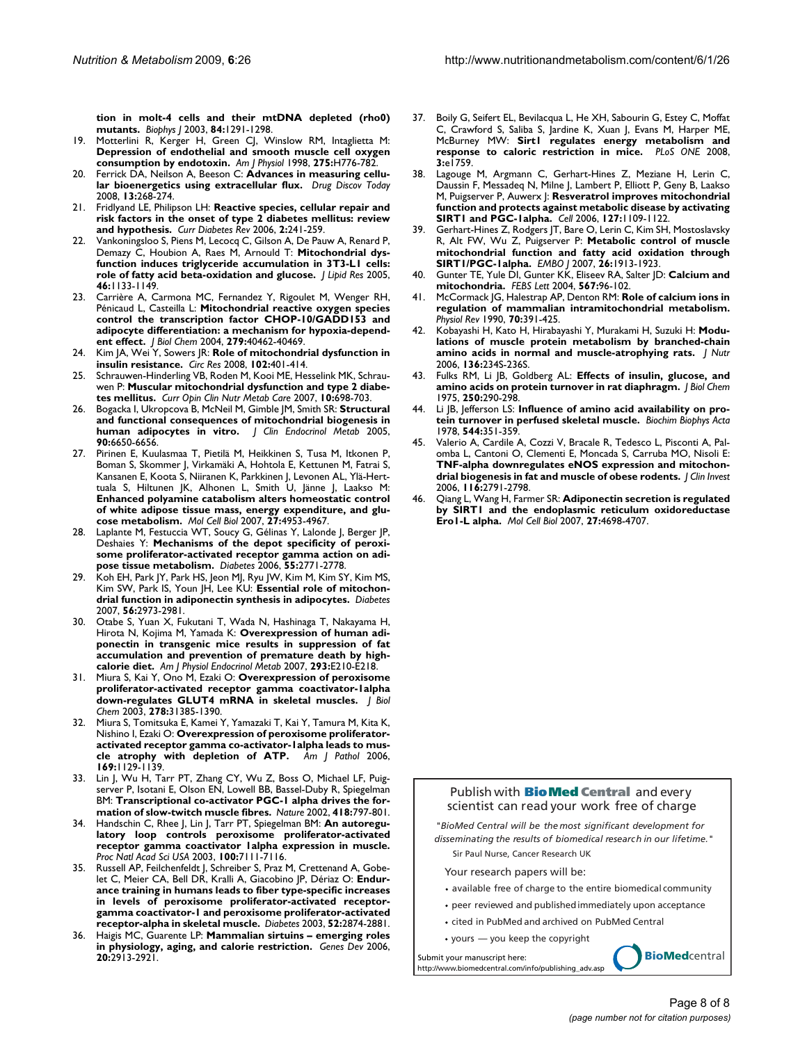tion in molt-4 cells and their mtDNA depleted (rho0) mutants. *Biophys J* 2003, **84:**1291-1298.

19. Motterlini R, Kerger H, Green CJ, Winslow RM, Intaglietta M: **Depression of endothelial and smooth muscle cell oxygen consumption by endotoxin.** *Am J Physiol* 1998, **275:**H776-782.
20. Ferrick DA, Neilson A, Beeson C: **Advances in measuring cellular bioenergetics using extracellular flux.** *Drug Discov Today* 2008, **13:**268-274.
21. Fridlyand LE, Philipson LH: **Reactive species, cellular repair and risk factors in the onset of type 2 diabetes mellitus: review and hypothesis.** *Curr Diabetes Rev* 2006, **2:**241-259.
22. Vankoningsloo S, Piens M, Lecocq C, Gilson A, De Pauw A, Renard P, Demazy C, Houbion A, Raes M, Arnould T: **Mitochondrial dysfunction induces triglyceride accumulation in 3T3-L1 cells: role of fatty acid beta-oxidation and glucose.** *J Lipid Res* 2005, **46:**1133-1149.
23. Carrière A, Carmona MC, Fernandez Y, Rigoulet M, Wenger RH, Pénicaud L, Casteilla L: **Mitochondrial reactive oxygen species control the transcription factor CHOP-10/GADD153 and adipocyte differentiation: a mechanism for hypoxia-dependent effect.** *J Biol Chem* 2004, **279:**40462-40469.
24. Kim JA, Wei Y, Sowers JR: **Role of mitochondrial dysfunction in insulin resistance.** *Circ Res* 2008, **102:**401-414.
25. Schrauwen-Hinderling VB, Roden M, Kooi ME, Hesselink MK, Schrauwen P: **Muscular mitochondrial dysfunction and type 2 diabetes mellitus.** *Curr Opin Clin Nutr Metab Care* 2007, **10:**698-703.
26. Bogacka I, Ukropcova B, McNeil M, Gimble JM, Smith SR: **Structural and functional consequences of mitochondrial biogenesis in human adipocytes in vitro.** *J Clin Endocrinol Metab* 2005, **90:**6650-6656.
27. Pirinen E, Kuulasmaa T, Pietilä M, Heikkinen S, Tusa M, Itkonen P, Boman S, Skommer J, Virkamäki A, Hohtola E, Kettunen M, Fatrai S, Kansanen E, Koota S, Niiranen K, Parkkinen J, Levonen AL, Ylä-Herttuala S, Hiltunen JK, Alhonen L, Smith U, Jänne J, Laakso M: **Enhanced polyamine catabolism alters homeostatic control of white adipose tissue mass, energy expenditure, and glucose metabolism.** *Mol Cell Biol* 2007, **27:**4953-4967.
28. Laplante M, Festuccia WT, Soucy G, Gélinas Y, Lalonde J, Berger JP, Deshaies Y: **Mechanisms of the depot specificity of peroxisome proliferator-activated receptor gamma action on adipose tissue metabolism.** *Diabetes* 2006, **55:**2771-2778.
29. Koh EH, Park JY, Park HS, Jeon MJ, Ryu JW, Kim M, Kim SY, Kim MS, Kim SW, Park IS, Youn JH, Lee KU: **Essential role of mitochondrial function in adiponectin synthesis in adipocytes.** *Diabetes* 2007, **56:**2973-2981.
30. Otabe S, Yuan X, Fukutani T, Wada N, Hashinaga T, Nakayama H, Hirota N, Kojima M, Yamada K: **Overexpression of human adiponectin in transgenic mice results in suppression of fat accumulation and prevention of premature death by high-calorie diet.** *Am J Physiol Endocrinol Metab* 2007, **293:**E210-E218.
31. Miura S, Kai Y, Ono M, Ezaki O: **Overexpression of peroxisome proliferator-activated receptor gamma coactivator-1alpha down-regulates GLUT4 mRNA in skeletal muscles.** *J Biol Chem* 2003, **278:**31385-1390.
32. Miura S, Tomitsuka E, Kamei Y, Yamazaki T, Kai Y, Tamura M, Kita K, Nishino I, Ezaki O: **Overexpression of peroxisome proliferator-activated receptor gamma co-activator-1alpha leads to muscle atrophy with depletion of ATP.** *Am J Pathol* 2006, **169:**1129-1139.
33. Lin J, Wu H, Tarr PT, Zhang CY, Wu Z, Boss O, Michael LF, Puigserver P, Isotani E, Olson EN, Lowell BB, Bassel-Duby R, Spiegelman BM: **Transcriptional co-activator PGC-1 alpha drives the formation of slow-twitch muscle fibres.** *Nature* 2002, **418:**797-801.
34. Handschin C, Rhee J, Lin J, Tarr PT, Spiegelman BM: **An autoregulatory loop controls peroxisome proliferator-activated receptor gamma coactivator 1alpha expression in muscle.** *Proc Natl Acad Sci USA* 2003, **100:**7111-7116.
35. Russell AP, Feilchenfeldt J, Schreiber S, Praz M, Crettenand A, Gobelet C, Meier CA, Bell DR, Kralli A, Giacobino JP, Dériaz O: **Endurance training in humans leads to fiber type-specific increases in levels of peroxisome proliferator-activated receptor-gamma coactivator-1 and peroxisome proliferator-activated receptor-alpha in skeletal muscle.** *Diabetes* 2003, **52:**2874-2881.
36. Haigis MC, Guarente LP: **Mammalian sirtuins – emerging roles in physiology, aging, and calorie restriction.** *Genes Dev* 2006, **20:**2913-2921.
37. Boily G, Seifert EL, Bevilacqua L, He XH, Sabourin G, Estey C, Moffat C, Crawford S, Saliba S, Jardine K, Xuan J, Evans M, Harper ME, McBurney MW: **Sirt1 regulates energy metabolism and response to caloric restriction in mice.** *PLoS ONE* 2008, **3:**e1759.
38. Lagouge M, Argmann C, Gerhart-Hines Z, Meziane H, Lerin C, Daussin F, Messadeq N, Milne J, Lambert P, Elliott P, Geny B, Laakso M, Puigserver P, Auwerx J: **Resveratrol improves mitochondrial function and protects against metabolic disease by activating SIRT1 and PGC-1alpha.** *Cell* 2006, **127:**1109-1122.
39. Gerhart-Hines Z, Rodgers JT, Bare O, Lerin C, Kim SH, Mostoslavsky R, Alt FW, Wu Z, Puigserver P: **Metabolic control of muscle mitochondrial function and fatty acid oxidation through SIRT1/PGC-1alpha.** *EMBO J* 2007, **26:**1913-1923.
40. Gunter TE, Yule DI, Gunter KK, Eliseev RA, Salter JD: **Calcium and mitochondria.** *FEBS Lett* 2004, **567:**96-102.
41. McCormack JG, Halestrap AP, Denton RM: **Role of calcium ions in regulation of mammalian intramitochondrial metabolism.** *Physiol Rev* 1990, **70:**391-425.
42. Kobayashi H, Kato H, Hirabayashi Y, Murakami H, Suzuki H: **Modulations of muscle protein metabolism by branched-chain amino acids in normal and muscle-atrophying rats.** *J Nutr* 2006, **136:**234S-236S.
43. Fulks RM, Li JB, Goldberg AL: **Effects of insulin, glucose, and amino acids on protein turnover in rat diaphragm.** *J Biol Chem* 1975, **250:**290-298.
44. Li JB, Jefferson LS: **Influence of amino acid availability on protein turnover in perfused skeletal muscle.** *Biochim Biophys Acta* 1978, **544:**351-359.
45. Valerio A, Cardile A, Cozzi V, Bracale R, Tedesco L, Pisconti A, Palomba L, Cantoni O, Clementi E, Moncada S, Carruba MO, Nisoli E: **TNF-alpha downregulates eNOS expression and mitochondrial biogenesis in fat and muscle of obese rodents.** *J Clin Invest* 2006, **116:**2791-2798.
46. Qiang L, Wang H, Farmer SR: **Adiponectin secretion is regulated by SIRT1 and the endoplasmic reticulum oxidoreductase Ero1-L alpha.** *Mol Cell Biol* 2007, **27:**4698-4707.

Publish with **BioMed Central** and every scientist can read your work free of charge

*"BioMed Central will be the most significant development for disseminating the results of biomedical research in our lifetime."*

Sir Paul Nurse, Cancer Research UK

Your research papers will be:

- available free of charge to the entire biomedical community
- peer reviewed and published immediately upon acceptance
- cited in PubMed and archived on PubMed Central
- yours — you keep the copyright

Submit your manuscript here:
http://www.biomedcentral.com/info/publishing_adv.asp

**BioMed**central